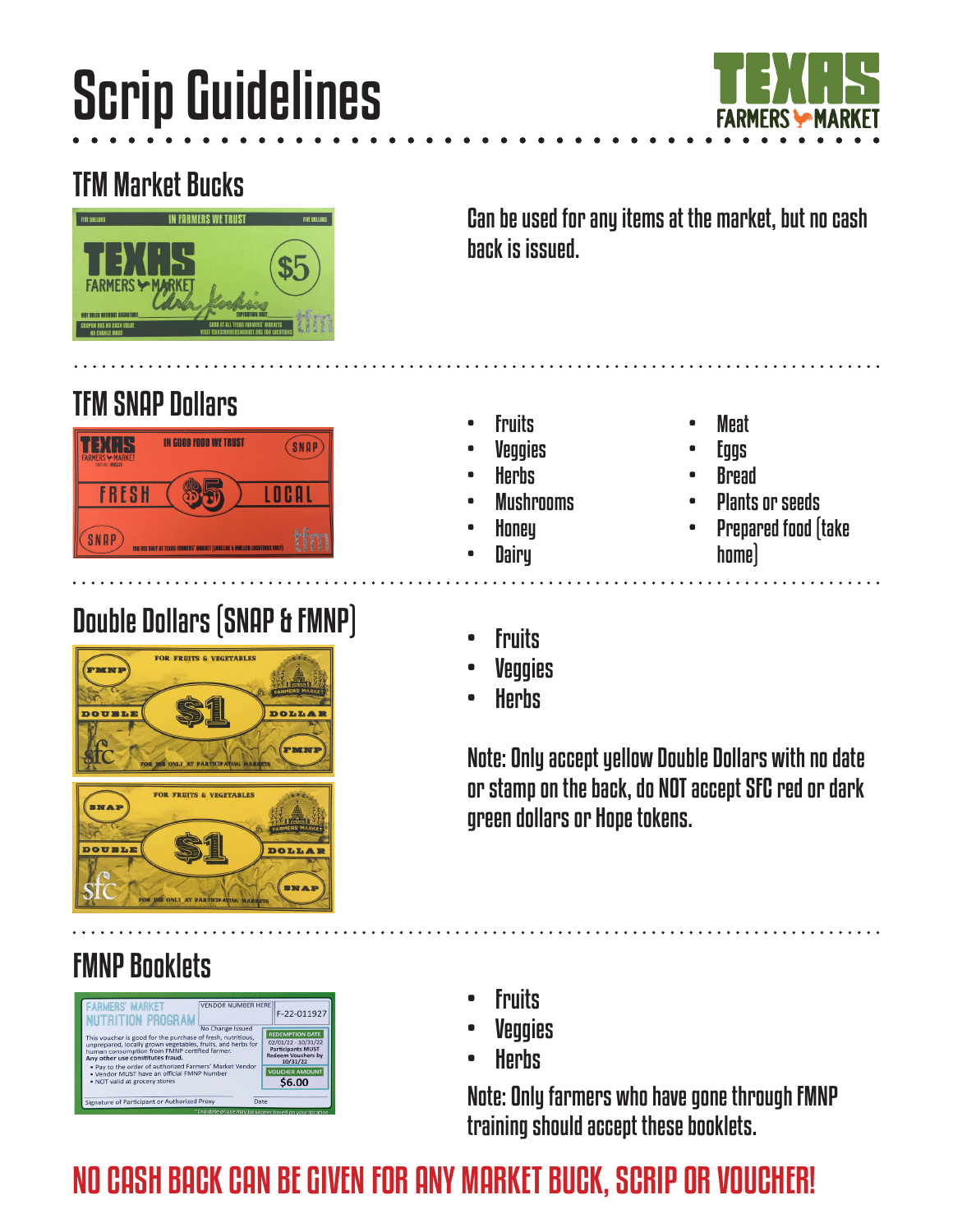# Scrip Guidelines

## TFM Market Bucks

Can be used for any items at the market, but no cash back is issued.

## TFM SNAP Dollars

- Fruits
- Veggies
- Herbs
- Mushrooms
- Honey
- Dairy
- Meat
- Eggs
- Bread
- Plants or seeds
- Prepared food (take home)

## Double Dollars (SNAP & FMNP)

- Fruits
- Veggies
- Herbs

Note: Only accept yellow Double Dollars with no date or stamp on the back, do NOT accept SFC red or dark green dollars or Hope tokens.

## FMNP Booklets

- Fruits
- Veggies
- Herbs

Note: Only farmers who have gone through FMNP training should accept these booklets.

**NO CASH BACK CAN BE GIVEN FOR ANY MARKET BUCK, SCRIP OR VOUCHER!**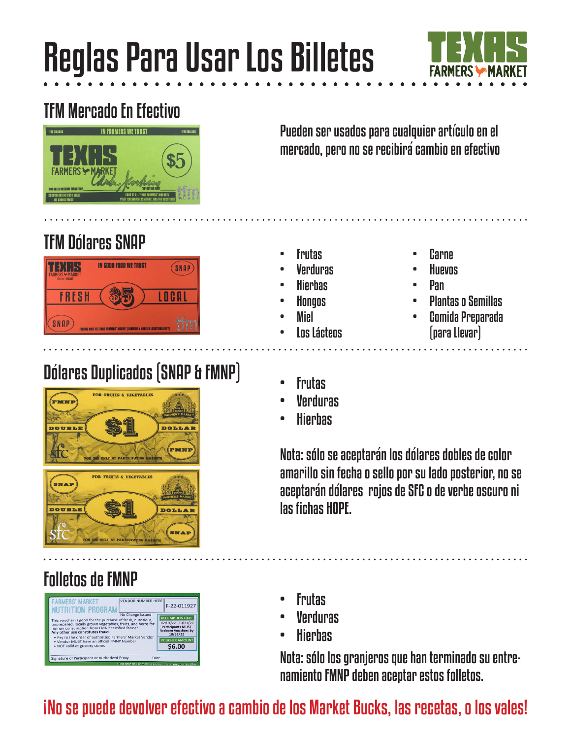# Reglas Para Usar Los Billetes

TEXAS FARMERS MARKET

## TFM Mercado En Efectivo

Pueden ser usados para cualquier artículo en el mercado, pero no se recibirá cambio en efectivo

## TFM Dólares SNAP

- Frutas
- Verduras
- Hierbas
- Hongos
- Miel
- Los Lácteos
- Carne
- Huevos
- Pan
- Plantas o Semillas
- Comida Preparada (para Llevar)

## Dólares Duplicados (SNAP & FMNP)

- Frutas
- Verduras
- Hierbas

Nota: sólo se aceptarán los dólares dobles de color amarillo sin fecha o sello por su lado posterior, no se aceptarán dólares rojos de SFC o de verbe oscuro ni las fichas HOPE.

## Folletos de FMNP

- Frutas
- Verduras
- Hierbas

Nota: sólo los granjeros que han terminado su entrenamiento FMNP deben aceptar estos folletos.

**¡No se puede devolver efectivo a cambio de los Market Bucks, las recetas, o los vales!**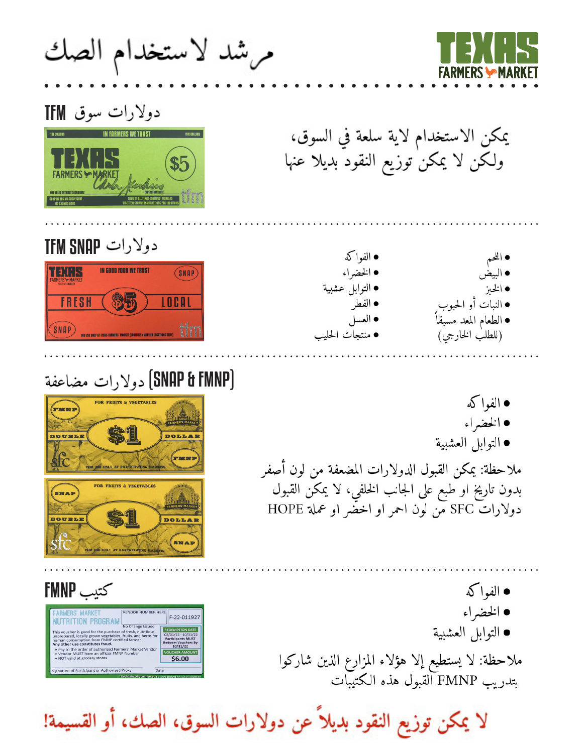# مرشد لاستخدام الصك

TEXAS FARMERS MARKET

## دولارات سوق TFM

يمكن الاستخدام لاية سلعة في السوق،
ولكن لا يمكن توزيع النقود بديلا عنها

## دولارات TFM SNAP

- اللحم
- البيض
- الخبز
- النبات أو الحبوب
- الطعام المعد مسبقاً (للطلب الخارجي)
- الفواكه
- الخضراء
- التوابل عشبية
- الفطر
- العسل
- منتجات الحليب

## دولارات مضاعفة [SNAP & FMNP]

- الفواكه
- الخضراء
- التوابل العشبية

ملاحظة: يمكن القبول الدولارات المضعفة من لون أصفر بدون تاريخ او طبع على الجانب الخلفي، لا يمكن القبول دولارات SFC من لون احمر او اخضر او عملة HOPE

## كتيب FMNP

- الفواكه
- الخضراء
- التوابل العشبية

ملاحظة: لا يستطيع إلا هؤلاء المزارع الذين شاركوا بتدريب FMNP القبول هذه الكتيبات

**لا يمكن توزيع النقود بديلاً عن دولارات السوق، الصك، أو القسيمة!**